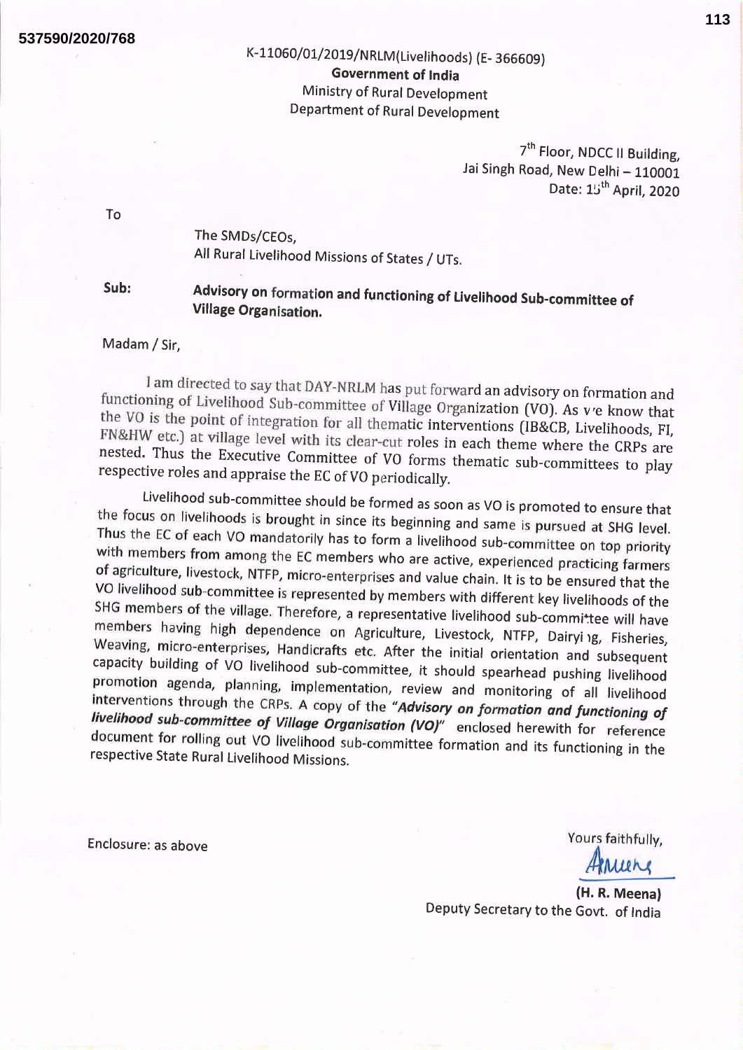537590/2020/768

K-11060/01/2019/NRLM(Livelihoods) (E- 366609)
**Government of India**
Ministry of Rural Development
Department of Rural Development

7th Floor, NDCC II Building,
Jai Singh Road, New Delhi – 110001
Date: 15th April, 2020

To

The SMDs/CEOs,
All Rural Livelihood Missions of States / UTs.

**Sub: Advisory on formation and functioning of Livelihood Sub-committee of Village Organisation.**

Madam / Sir,

I am directed to say that DAY-NRLM has put forward an advisory on formation and functioning of Livelihood Sub-committee of Village Organization (VO). As we know that the VO is the point of integration for all thematic interventions (IB&CB, Livelihoods, FI, FN&HW etc.) at village level with its clear-cut roles in each theme where the CRPs are nested. Thus the Executive Committee of VO forms thematic sub-committees to play respective roles and appraise the EC of VO periodically.

Livelihood sub-committee should be formed as soon as VO is promoted to ensure that the focus on livelihoods is brought in since its beginning and same is pursued at SHG level. Thus the EC of each VO mandatorily has to form a livelihood sub-committee on top priority with members from among the EC members who are active, experienced practicing farmers of agriculture, livestock, NTFP, micro-enterprises and value chain. It is to be ensured that the VO livelihood sub-committee is represented by members with different key livelihoods of the SHG members of the village. Therefore, a representative livelihood sub-committee will have members having high dependence on Agriculture, Livestock, NTFP, Dairying, Fisheries, Weaving, micro-enterprises, Handicrafts etc. After the initial orientation and subsequent capacity building of VO livelihood sub-committee, it should spearhead pushing livelihood promotion agenda, planning, implementation, review and monitoring of all livelihood interventions through the CRPs. A copy of the ***"Advisory on formation and functioning of livelihood sub-committee of Village Organisation (VO)"*** enclosed herewith for reference document for rolling out VO livelihood sub-committee formation and its functioning in the respective State Rural Livelihood Missions.

Enclosure: as above

Yours faithfully,

**(H. R. Meena)**
Deputy Secretary to the Govt. of India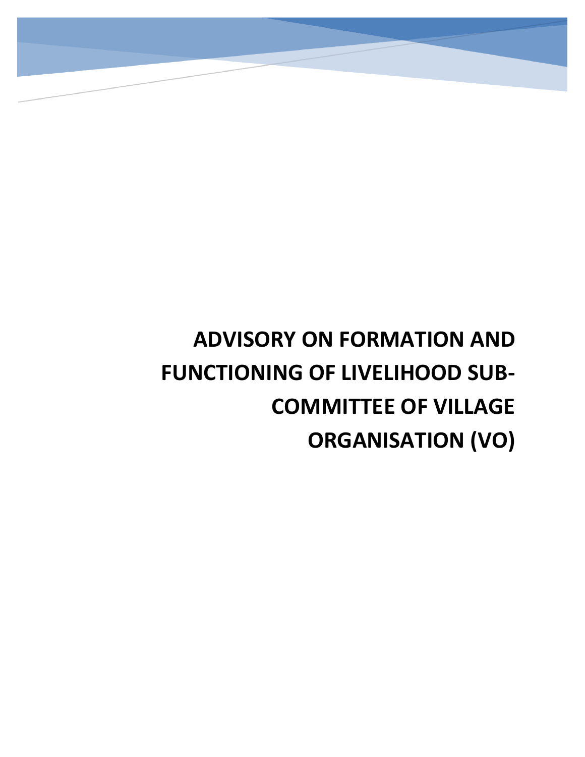# ADVISORY ON FORMATION AND FUNCTIONING OF LIVELIHOOD SUB-COMMITTEE OF VILLAGE ORGANISATION (VO)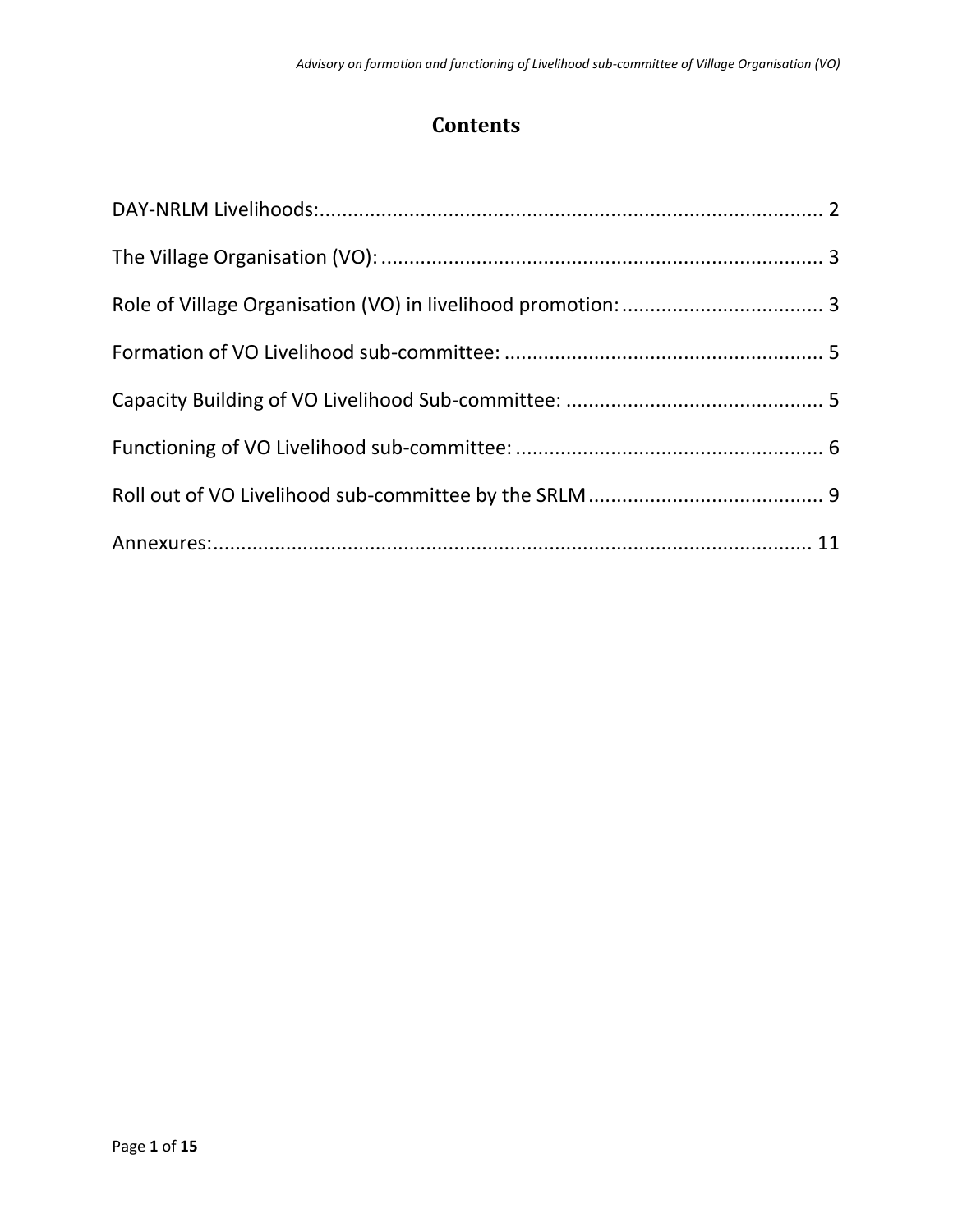# Contents

DAY-NRLM Livelihoods:........................................................................................ 2

The Village Organisation (VO):............................................................................. 3

Role of Village Organisation (VO) in livelihood promotion:.................................... 3

Formation of VO Livelihood sub-committee: ......................................................... 5

Capacity Building of VO Livelihood Sub-committee: .............................................. 5

Functioning of VO Livelihood sub-committee: ....................................................... 6

Roll out of VO Livelihood sub-committee by the SRLM.......................................... 9

Annexures:........................................................................................................ 11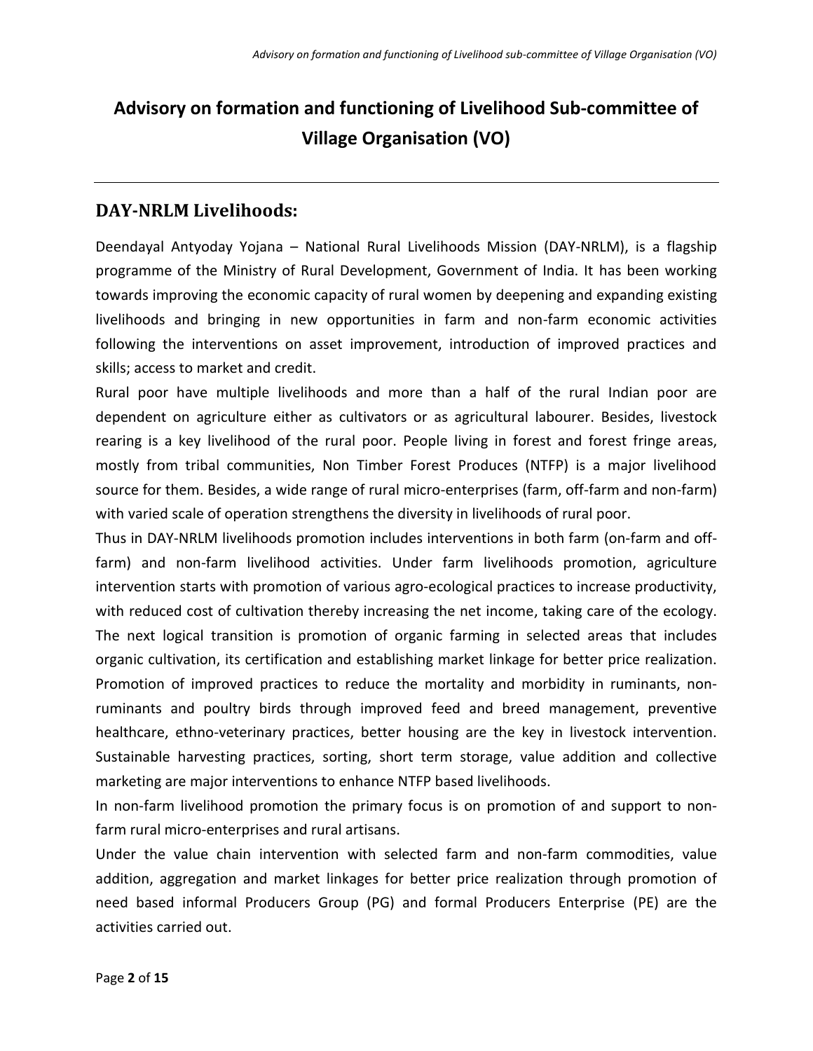# Advisory on formation and functioning of Livelihood Sub-committee of Village Organisation (VO)

## DAY-NRLM Livelihoods:

Deendayal Antyoday Yojana – National Rural Livelihoods Mission (DAY-NRLM), is a flagship programme of the Ministry of Rural Development, Government of India. It has been working towards improving the economic capacity of rural women by deepening and expanding existing livelihoods and bringing in new opportunities in farm and non-farm economic activities following the interventions on asset improvement, introduction of improved practices and skills; access to market and credit.

Rural poor have multiple livelihoods and more than a half of the rural Indian poor are dependent on agriculture either as cultivators or as agricultural labourer. Besides, livestock rearing is a key livelihood of the rural poor. People living in forest and forest fringe areas, mostly from tribal communities, Non Timber Forest Produces (NTFP) is a major livelihood source for them. Besides, a wide range of rural micro-enterprises (farm, off-farm and non-farm) with varied scale of operation strengthens the diversity in livelihoods of rural poor.

Thus in DAY-NRLM livelihoods promotion includes interventions in both farm (on-farm and off-farm) and non-farm livelihood activities. Under farm livelihoods promotion, agriculture intervention starts with promotion of various agro-ecological practices to increase productivity, with reduced cost of cultivation thereby increasing the net income, taking care of the ecology. The next logical transition is promotion of organic farming in selected areas that includes organic cultivation, its certification and establishing market linkage for better price realization. Promotion of improved practices to reduce the mortality and morbidity in ruminants, non-ruminants and poultry birds through improved feed and breed management, preventive healthcare, ethno-veterinary practices, better housing are the key in livestock intervention. Sustainable harvesting practices, sorting, short term storage, value addition and collective marketing are major interventions to enhance NTFP based livelihoods.

In non-farm livelihood promotion the primary focus is on promotion of and support to non-farm rural micro-enterprises and rural artisans.

Under the value chain intervention with selected farm and non-farm commodities, value addition, aggregation and market linkages for better price realization through promotion of need based informal Producers Group (PG) and formal Producers Enterprise (PE) are the activities carried out.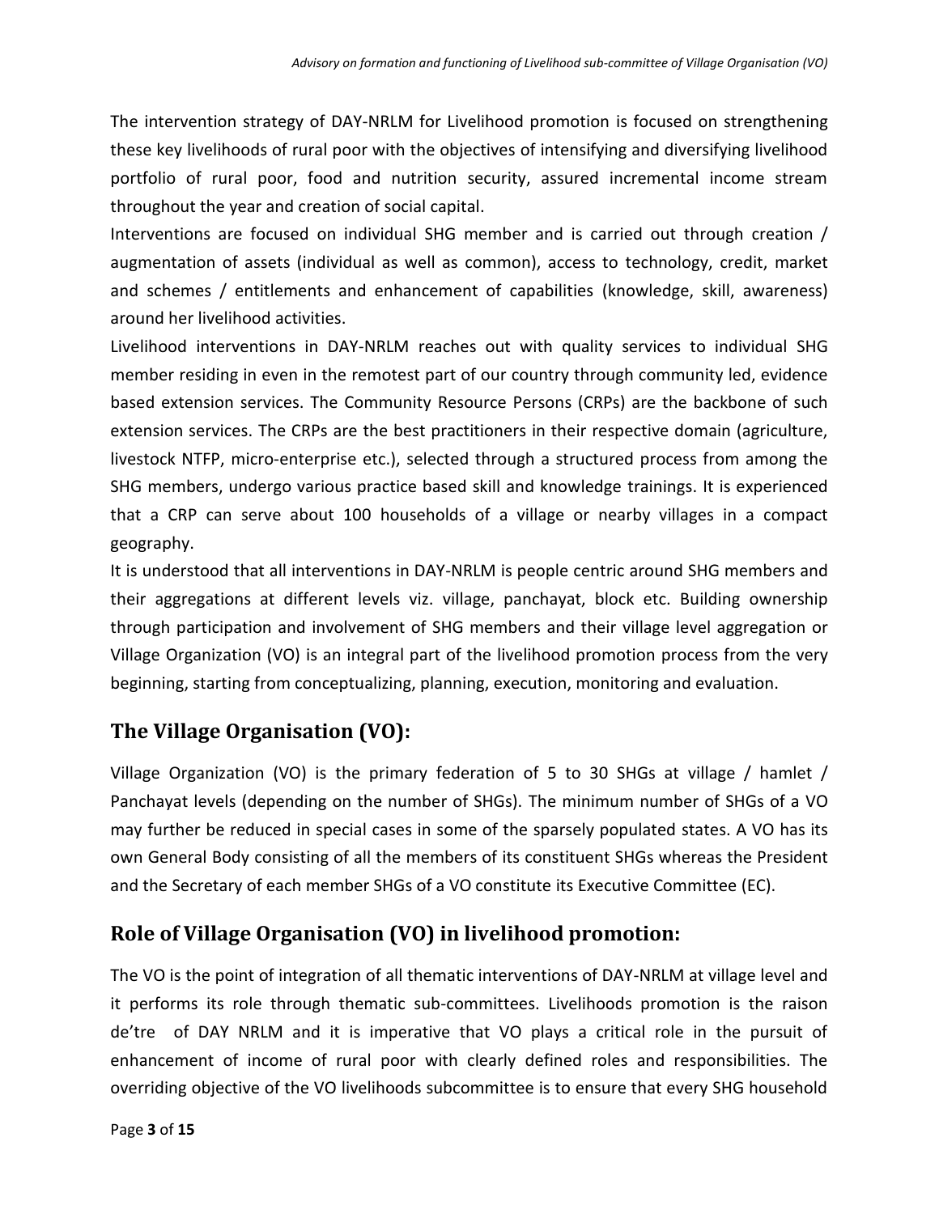The intervention strategy of DAY-NRLM for Livelihood promotion is focused on strengthening these key livelihoods of rural poor with the objectives of intensifying and diversifying livelihood portfolio of rural poor, food and nutrition security, assured incremental income stream throughout the year and creation of social capital.

Interventions are focused on individual SHG member and is carried out through creation / augmentation of assets (individual as well as common), access to technology, credit, market and schemes / entitlements and enhancement of capabilities (knowledge, skill, awareness) around her livelihood activities.

Livelihood interventions in DAY-NRLM reaches out with quality services to individual SHG member residing in even in the remotest part of our country through community led, evidence based extension services. The Community Resource Persons (CRPs) are the backbone of such extension services. The CRPs are the best practitioners in their respective domain (agriculture, livestock NTFP, micro-enterprise etc.), selected through a structured process from among the SHG members, undergo various practice based skill and knowledge trainings. It is experienced that a CRP can serve about 100 households of a village or nearby villages in a compact geography.

It is understood that all interventions in DAY-NRLM is people centric around SHG members and their aggregations at different levels viz. village, panchayat, block etc. Building ownership through participation and involvement of SHG members and their village level aggregation or Village Organization (VO) is an integral part of the livelihood promotion process from the very beginning, starting from conceptualizing, planning, execution, monitoring and evaluation.

## The Village Organisation (VO):

Village Organization (VO) is the primary federation of 5 to 30 SHGs at village / hamlet / Panchayat levels (depending on the number of SHGs). The minimum number of SHGs of a VO may further be reduced in special cases in some of the sparsely populated states. A VO has its own General Body consisting of all the members of its constituent SHGs whereas the President and the Secretary of each member SHGs of a VO constitute its Executive Committee (EC).

## Role of Village Organisation (VO) in livelihood promotion:

The VO is the point of integration of all thematic interventions of DAY-NRLM at village level and it performs its role through thematic sub-committees. Livelihoods promotion is the raison de'tre of DAY NRLM and it is imperative that VO plays a critical role in the pursuit of enhancement of income of rural poor with clearly defined roles and responsibilities. The overriding objective of the VO livelihoods subcommittee is to ensure that every SHG household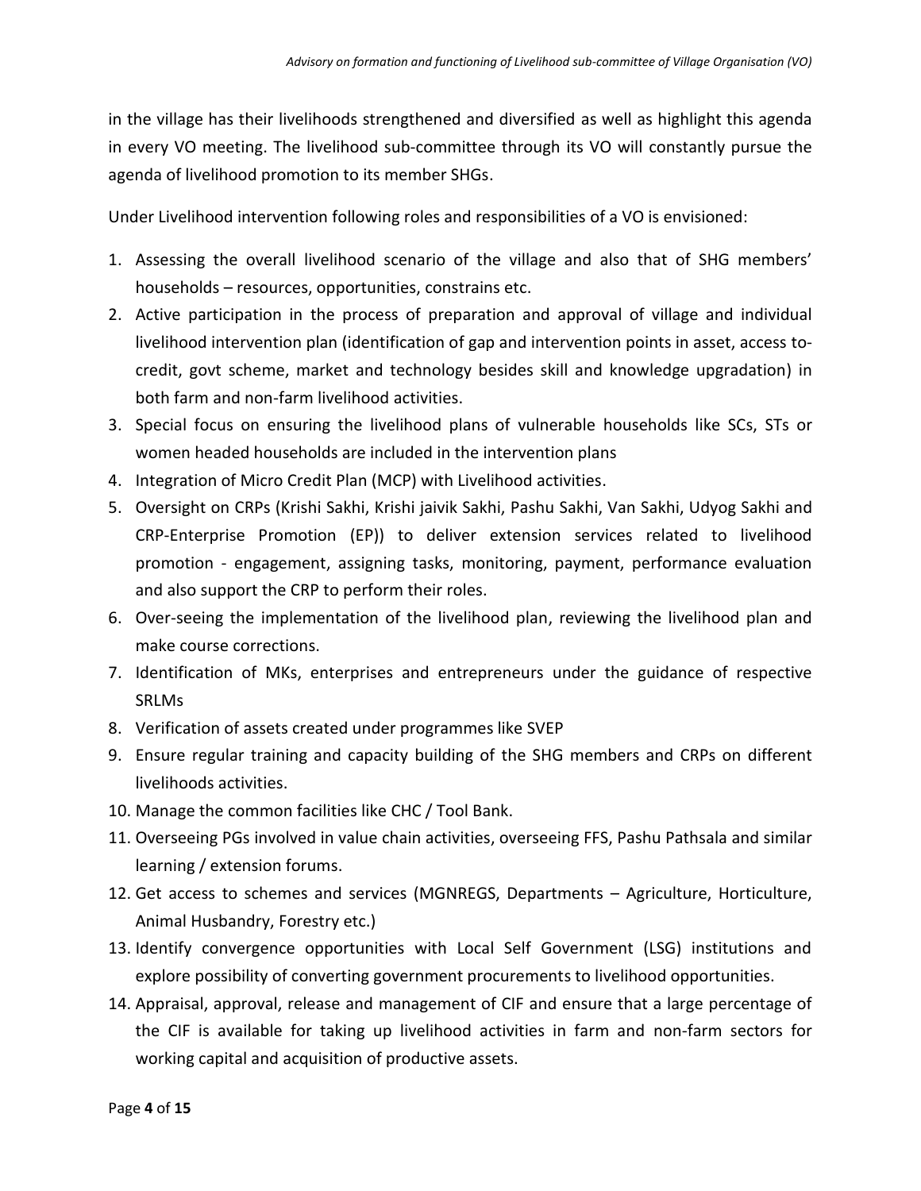in the village has their livelihoods strengthened and diversified as well as highlight this agenda in every VO meeting. The livelihood sub-committee through its VO will constantly pursue the agenda of livelihood promotion to its member SHGs.

Under Livelihood intervention following roles and responsibilities of a VO is envisioned:

1. Assessing the overall livelihood scenario of the village and also that of SHG members' households – resources, opportunities, constrains etc.
2. Active participation in the process of preparation and approval of village and individual livelihood intervention plan (identification of gap and intervention points in asset, access to-credit, govt scheme, market and technology besides skill and knowledge upgradation) in both farm and non-farm livelihood activities.
3. Special focus on ensuring the livelihood plans of vulnerable households like SCs, STs or women headed households are included in the intervention plans
4. Integration of Micro Credit Plan (MCP) with Livelihood activities.
5. Oversight on CRPs (Krishi Sakhi, Krishi jaivik Sakhi, Pashu Sakhi, Van Sakhi, Udyog Sakhi and CRP-Enterprise Promotion (EP)) to deliver extension services related to livelihood promotion - engagement, assigning tasks, monitoring, payment, performance evaluation and also support the CRP to perform their roles.
6. Over-seeing the implementation of the livelihood plan, reviewing the livelihood plan and make course corrections.
7. Identification of MKs, enterprises and entrepreneurs under the guidance of respective SRLMs
8. Verification of assets created under programmes like SVEP
9. Ensure regular training and capacity building of the SHG members and CRPs on different livelihoods activities.
10. Manage the common facilities like CHC / Tool Bank.
11. Overseeing PGs involved in value chain activities, overseeing FFS, Pashu Pathsala and similar learning / extension forums.
12. Get access to schemes and services (MGNREGS, Departments – Agriculture, Horticulture, Animal Husbandry, Forestry etc.)
13. Identify convergence opportunities with Local Self Government (LSG) institutions and explore possibility of converting government procurements to livelihood opportunities.
14. Appraisal, approval, release and management of CIF and ensure that a large percentage of the CIF is available for taking up livelihood activities in farm and non-farm sectors for working capital and acquisition of productive assets.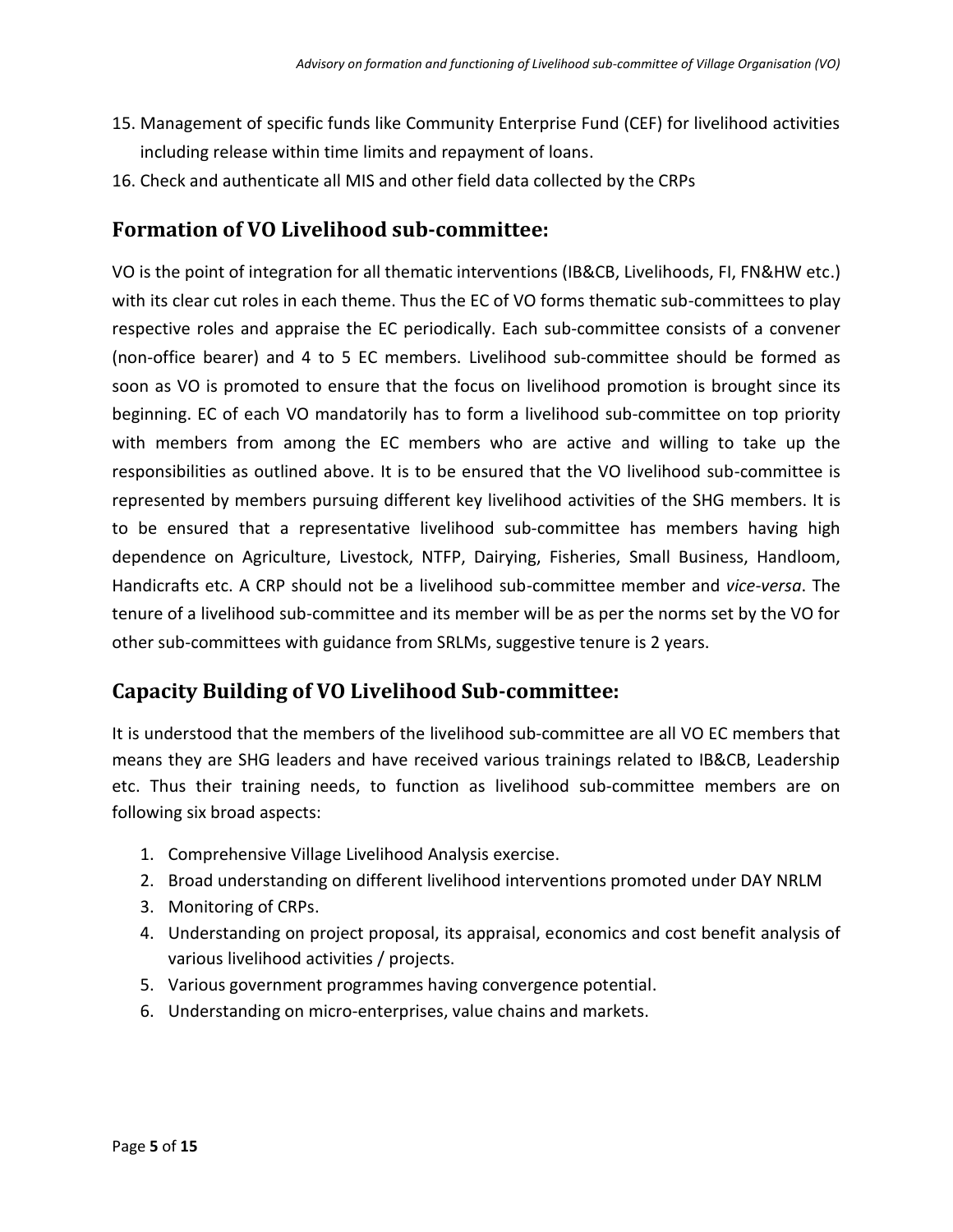15. Management of specific funds like Community Enterprise Fund (CEF) for livelihood activities including release within time limits and repayment of loans.
16. Check and authenticate all MIS and other field data collected by the CRPs

## Formation of VO Livelihood sub-committee:

VO is the point of integration for all thematic interventions (IB&CB, Livelihoods, FI, FN&HW etc.) with its clear cut roles in each theme. Thus the EC of VO forms thematic sub-committees to play respective roles and appraise the EC periodically. Each sub-committee consists of a convener (non-office bearer) and 4 to 5 EC members. Livelihood sub-committee should be formed as soon as VO is promoted to ensure that the focus on livelihood promotion is brought since its beginning. EC of each VO mandatorily has to form a livelihood sub-committee on top priority with members from among the EC members who are active and willing to take up the responsibilities as outlined above. It is to be ensured that the VO livelihood sub-committee is represented by members pursuing different key livelihood activities of the SHG members. It is to be ensured that a representative livelihood sub-committee has members having high dependence on Agriculture, Livestock, NTFP, Dairying, Fisheries, Small Business, Handloom, Handicrafts etc. A CRP should not be a livelihood sub-committee member and *vice-versa*. The tenure of a livelihood sub-committee and its member will be as per the norms set by the VO for other sub-committees with guidance from SRLMs, suggestive tenure is 2 years.

## Capacity Building of VO Livelihood Sub-committee:

It is understood that the members of the livelihood sub-committee are all VO EC members that means they are SHG leaders and have received various trainings related to IB&CB, Leadership etc. Thus their training needs, to function as livelihood sub-committee members are on following six broad aspects:

1. Comprehensive Village Livelihood Analysis exercise.
2. Broad understanding on different livelihood interventions promoted under DAY NRLM
3. Monitoring of CRPs.
4. Understanding on project proposal, its appraisal, economics and cost benefit analysis of various livelihood activities / projects.
5. Various government programmes having convergence potential.
6. Understanding on micro-enterprises, value chains and markets.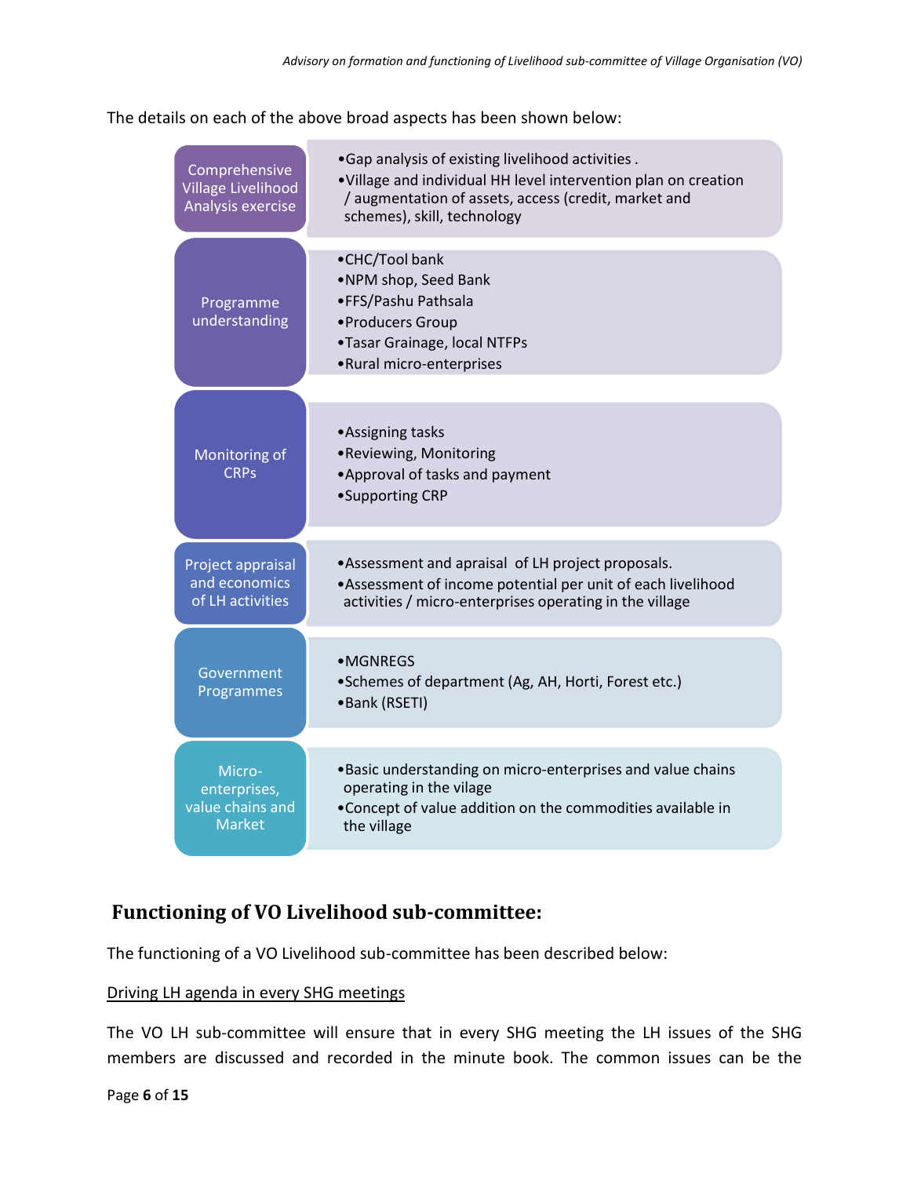The details on each of the above broad aspects has been shown below:

| | |
|---|---|
| Comprehensive Village Livelihood Analysis exercise | •Gap analysis of existing livelihood activities .<br>•Village and individual HH level intervention plan on creation / augmentation of assets, access (credit, market and schemes), skill, technology |
| Programme understanding | •CHC/Tool bank<br>•NPM shop, Seed Bank<br>•FFS/Pashu Pathsala<br>•Producers Group<br>•Tasar Grainage, local NTFPs<br>•Rural micro-enterprises |
| Monitoring of CRPs | •Assigning tasks<br>•Reviewing, Monitoring<br>•Approval of tasks and payment<br>•Supporting CRP |
| Project appraisal and economics of LH activities | •Assessment and apraisal of LH project proposals.<br>•Assessment of income potential per unit of each livelihood activities / micro-enterprises operating in the village |
| Government Programmes | •MGNREGS<br>•Schemes of department (Ag, AH, Horti, Forest etc.)<br>•Bank (RSETI) |
| Micro-enterprises, value chains and Market | •Basic understanding on micro-enterprises and value chains operating in the vilage<br>•Concept of value addition on the commodities available in the village |

## Functioning of VO Livelihood sub-committee:

The functioning of a VO Livelihood sub-committee has been described below:

Driving LH agenda in every SHG meetings

The VO LH sub-committee will ensure that in every SHG meeting the LH issues of the SHG members are discussed and recorded in the minute book. The common issues can be the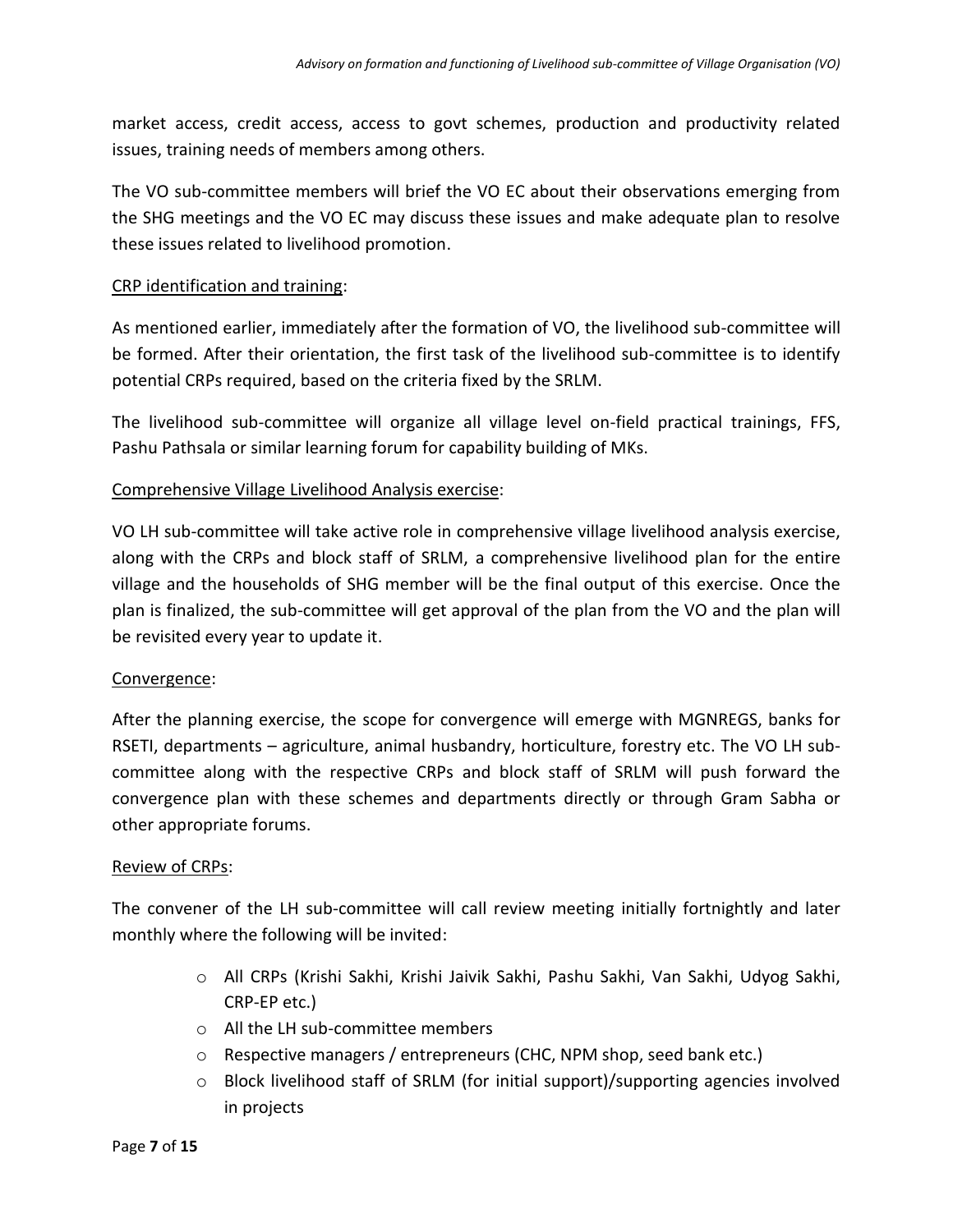market access, credit access, access to govt schemes, production and productivity related issues, training needs of members among others.

The VO sub-committee members will brief the VO EC about their observations emerging from the SHG meetings and the VO EC may discuss these issues and make adequate plan to resolve these issues related to livelihood promotion.

CRP identification and training:

As mentioned earlier, immediately after the formation of VO, the livelihood sub-committee will be formed. After their orientation, the first task of the livelihood sub-committee is to identify potential CRPs required, based on the criteria fixed by the SRLM.

The livelihood sub-committee will organize all village level on-field practical trainings, FFS, Pashu Pathsala or similar learning forum for capability building of MKs.

Comprehensive Village Livelihood Analysis exercise:

VO LH sub-committee will take active role in comprehensive village livelihood analysis exercise, along with the CRPs and block staff of SRLM, a comprehensive livelihood plan for the entire village and the households of SHG member will be the final output of this exercise. Once the plan is finalized, the sub-committee will get approval of the plan from the VO and the plan will be revisited every year to update it.

Convergence:

After the planning exercise, the scope for convergence will emerge with MGNREGS, banks for RSETI, departments – agriculture, animal husbandry, horticulture, forestry etc. The VO LH sub-committee along with the respective CRPs and block staff of SRLM will push forward the convergence plan with these schemes and departments directly or through Gram Sabha or other appropriate forums.

Review of CRPs:

The convener of the LH sub-committee will call review meeting initially fortnightly and later monthly where the following will be invited:

- All CRPs (Krishi Sakhi, Krishi Jaivik Sakhi, Pashu Sakhi, Van Sakhi, Udyog Sakhi, CRP-EP etc.)
- All the LH sub-committee members
- Respective managers / entrepreneurs (CHC, NPM shop, seed bank etc.)
- Block livelihood staff of SRLM (for initial support)/supporting agencies involved in projects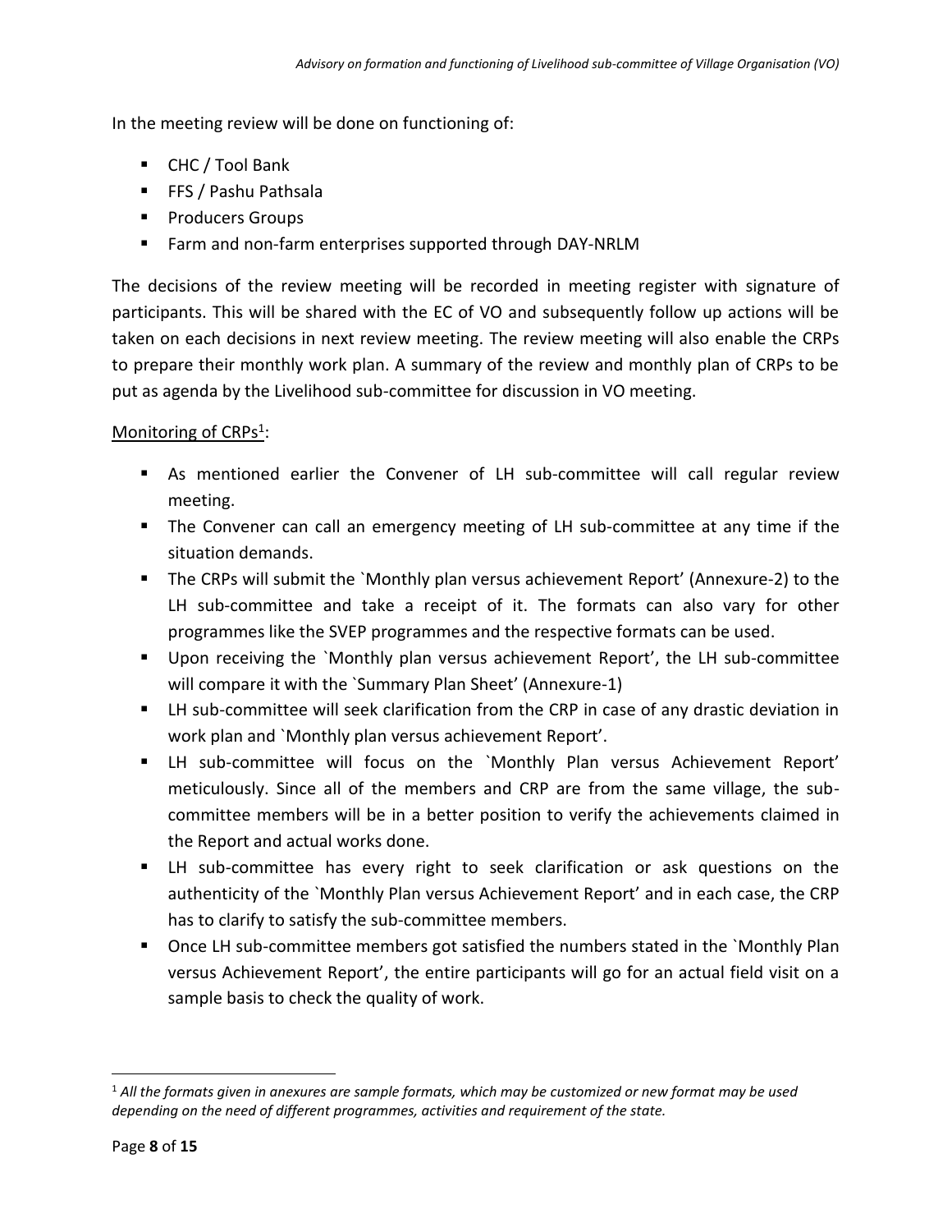In the meeting review will be done on functioning of:

- CHC / Tool Bank
- FFS / Pashu Pathsala
- Producers Groups
- Farm and non-farm enterprises supported through DAY-NRLM

The decisions of the review meeting will be recorded in meeting register with signature of participants. This will be shared with the EC of VO and subsequently follow up actions will be taken on each decisions in next review meeting. The review meeting will also enable the CRPs to prepare their monthly work plan. A summary of the review and monthly plan of CRPs to be put as agenda by the Livelihood sub-committee for discussion in VO meeting.

Monitoring of CRPs[1]:

- As mentioned earlier the Convener of LH sub-committee will call regular review meeting.
- The Convener can call an emergency meeting of LH sub-committee at any time if the situation demands.
- The CRPs will submit the `Monthly plan versus achievement Report' (Annexure-2) to the LH sub-committee and take a receipt of it. The formats can also vary for other programmes like the SVEP programmes and the respective formats can be used.
- Upon receiving the `Monthly plan versus achievement Report', the LH sub-committee will compare it with the `Summary Plan Sheet' (Annexure-1)
- LH sub-committee will seek clarification from the CRP in case of any drastic deviation in work plan and `Monthly plan versus achievement Report'.
- LH sub-committee will focus on the `Monthly Plan versus Achievement Report' meticulously. Since all of the members and CRP are from the same village, the sub-committee members will be in a better position to verify the achievements claimed in the Report and actual works done.
- LH sub-committee has every right to seek clarification or ask questions on the authenticity of the `Monthly Plan versus Achievement Report' and in each case, the CRP has to clarify to satisfy the sub-committee members.
- Once LH sub-committee members got satisfied the numbers stated in the `Monthly Plan versus Achievement Report', the entire participants will go for an actual field visit on a sample basis to check the quality of work.

[1] *All the formats given in anexures are sample formats, which may be customized or new format may be used depending on the need of different programmes, activities and requirement of the state.*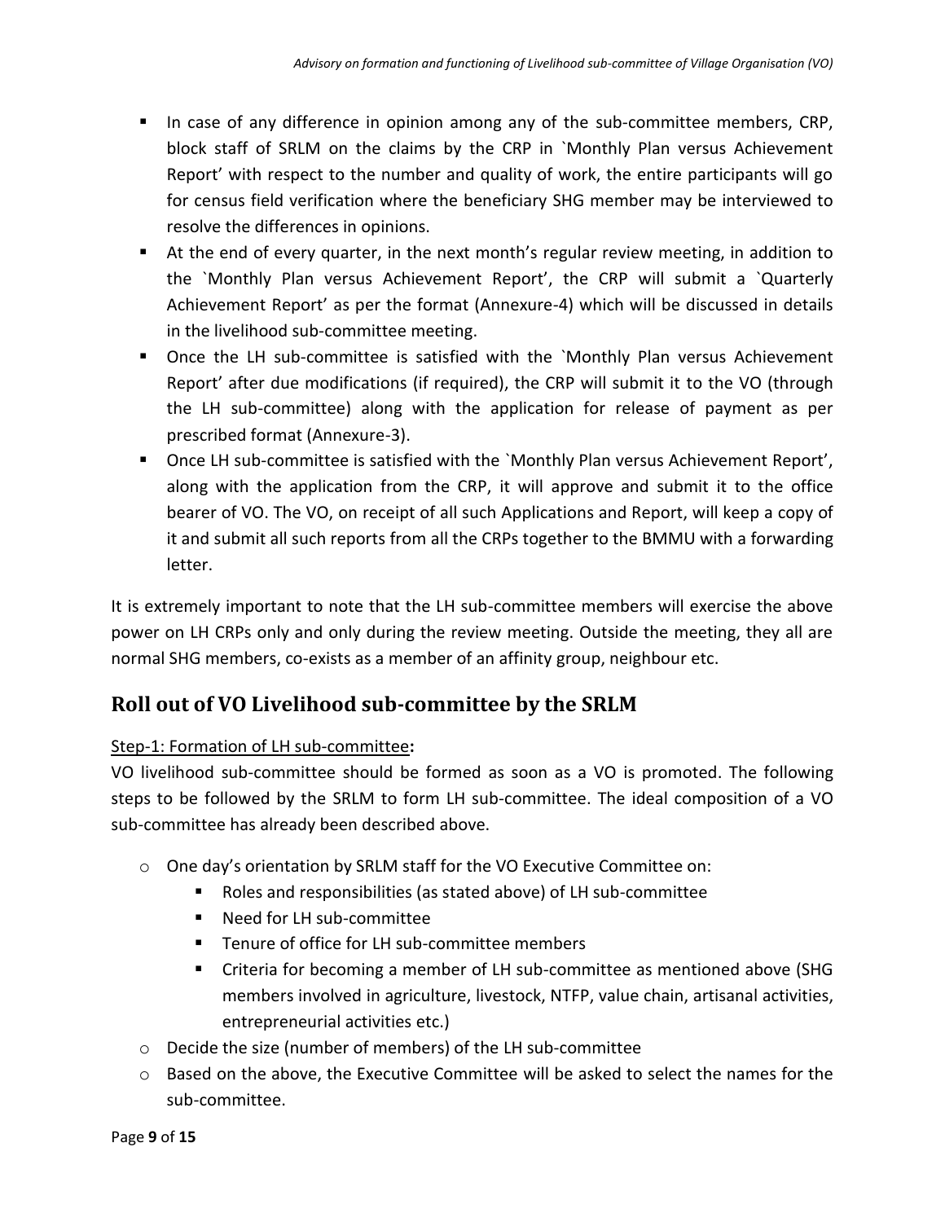- In case of any difference in opinion among any of the sub-committee members, CRP, block staff of SRLM on the claims by the CRP in `Monthly Plan versus Achievement Report' with respect to the number and quality of work, the entire participants will go for census field verification where the beneficiary SHG member may be interviewed to resolve the differences in opinions.
- At the end of every quarter, in the next month's regular review meeting, in addition to the `Monthly Plan versus Achievement Report', the CRP will submit a `Quarterly Achievement Report' as per the format (Annexure-4) which will be discussed in details in the livelihood sub-committee meeting.
- Once the LH sub-committee is satisfied with the `Monthly Plan versus Achievement Report' after due modifications (if required), the CRP will submit it to the VO (through the LH sub-committee) along with the application for release of payment as per prescribed format (Annexure-3).
- Once LH sub-committee is satisfied with the `Monthly Plan versus Achievement Report', along with the application from the CRP, it will approve and submit it to the office bearer of VO. The VO, on receipt of all such Applications and Report, will keep a copy of it and submit all such reports from all the CRPs together to the BMMU with a forwarding letter.

It is extremely important to note that the LH sub-committee members will exercise the above power on LH CRPs only and only during the review meeting. Outside the meeting, they all are normal SHG members, co-exists as a member of an affinity group, neighbour etc.

## Roll out of VO Livelihood sub-committee by the SRLM

Step-1: Formation of LH sub-committee**:**

VO livelihood sub-committee should be formed as soon as a VO is promoted. The following steps to be followed by the SRLM to form LH sub-committee. The ideal composition of a VO sub-committee has already been described above.

- One day's orientation by SRLM staff for the VO Executive Committee on:
  - Roles and responsibilities (as stated above) of LH sub-committee
  - Need for LH sub-committee
  - Tenure of office for LH sub-committee members
  - Criteria for becoming a member of LH sub-committee as mentioned above (SHG members involved in agriculture, livestock, NTFP, value chain, artisanal activities, entrepreneurial activities etc.)
- Decide the size (number of members) of the LH sub-committee
- Based on the above, the Executive Committee will be asked to select the names for the sub-committee.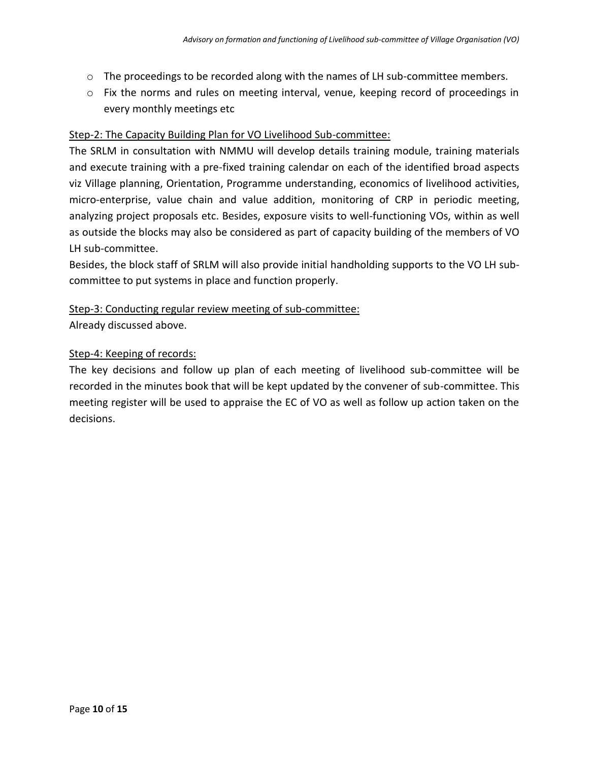- The proceedings to be recorded along with the names of LH sub-committee members.
- Fix the norms and rules on meeting interval, venue, keeping record of proceedings in every monthly meetings etc

<u>Step-2: The Capacity Building Plan for VO Livelihood Sub-committee:</u>

The SRLM in consultation with NMMU will develop details training module, training materials and execute training with a pre-fixed training calendar on each of the identified broad aspects viz Village planning, Orientation, Programme understanding, economics of livelihood activities, micro-enterprise, value chain and value addition, monitoring of CRP in periodic meeting, analyzing project proposals etc. Besides, exposure visits to well-functioning VOs, within as well as outside the blocks may also be considered as part of capacity building of the members of VO LH sub-committee.

Besides, the block staff of SRLM will also provide initial handholding supports to the VO LH sub-committee to put systems in place and function properly.

<u>Step-3: Conducting regular review meeting of sub-committee:</u>

Already discussed above.

<u>Step-4: Keeping of records:</u>

The key decisions and follow up plan of each meeting of livelihood sub-committee will be recorded in the minutes book that will be kept updated by the convener of sub-committee. This meeting register will be used to appraise the EC of VO as well as follow up action taken on the decisions.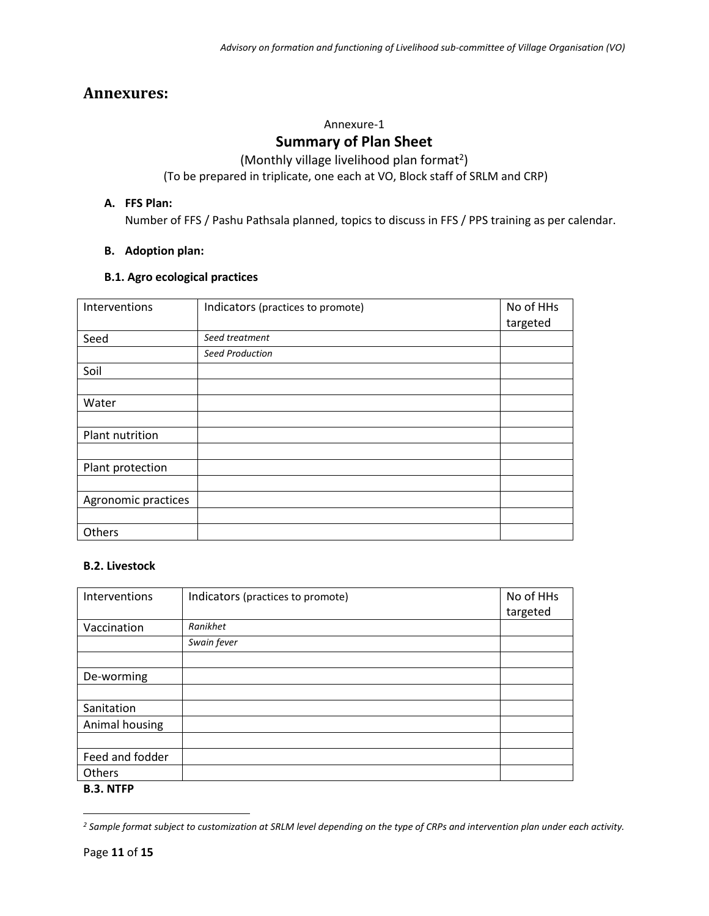## Annexures:

Annexure-1

### Summary of Plan Sheet

(Monthly village livelihood plan format[2])

(To be prepared in triplicate, one each at VO, Block staff of SRLM and CRP)

**A. FFS Plan:**

Number of FFS / Pashu Pathsala planned, topics to discuss in FFS / PPS training as per calendar.

**B. Adoption plan:**

**B.1. Agro ecological practices**

| Interventions | Indicators (practices to promote) | No of HHs targeted |
|---|---|---|
| Seed | *Seed treatment* | |
| | *Seed Production* | |
| Soil | | |
| | | |
| Water | | |
| | | |
| Plant nutrition | | |
| | | |
| Plant protection | | |
| | | |
| Agronomic practices | | |
| | | |
| Others | | |

**B.2. Livestock**

| Interventions | Indicators (practices to promote) | No of HHs targeted |
|---|---|---|
| Vaccination | *Ranikhet* | |
| | *Swain fever* | |
| | | |
| De-worming | | |
| | | |
| Sanitation | | |
| Animal housing | | |
| | | |
| Feed and fodder | | |
| Others | | |

**B.3. NTFP**

[2] *Sample format subject to customization at SRLM level depending on the type of CRPs and intervention plan under each activity.*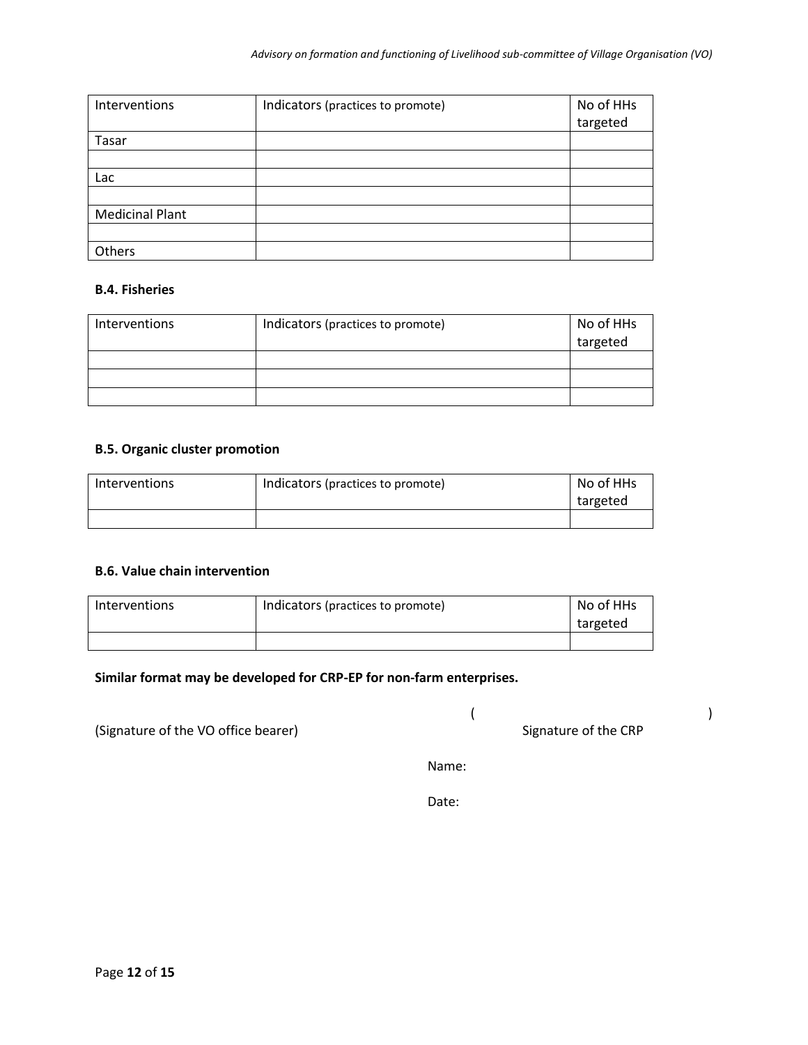| Interventions | Indicators (practices to promote) | No of HHs targeted |
|---|---|---|
| Tasar | | |
| | | |
| Lac | | |
| | | |
| Medicinal Plant | | |
| | | |
| Others | | |

**B.4. Fisheries**

| Interventions | Indicators (practices to promote) | No of HHs targeted |
|---|---|---|
| | | |
| | | |
| | | |

**B.5. Organic cluster promotion**

| Interventions | Indicators (practices to promote) | No of HHs targeted |
|---|---|---|
| | | |

**B.6. Value chain intervention**

| Interventions | Indicators (practices to promote) | No of HHs targeted |
|---|---|---|
| | | |

**Similar format may be developed for CRP-EP for non-farm enterprises.**

(Signature of the VO office bearer)

( )
Signature of the CRP

Name:

Date: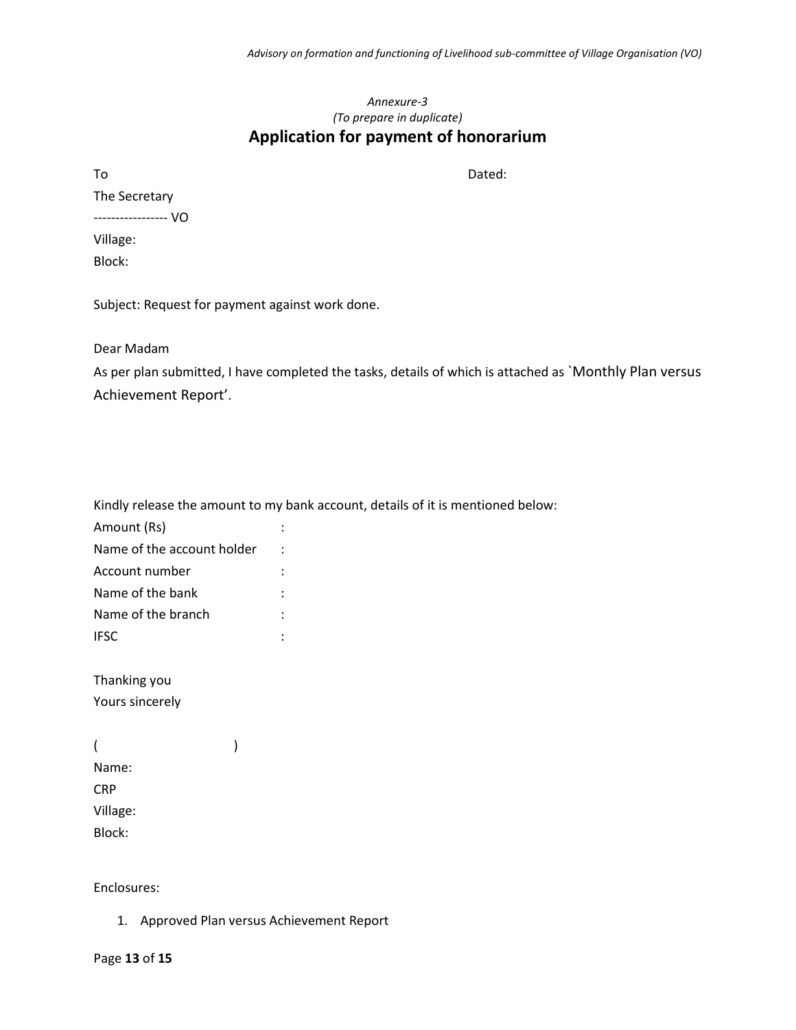*Annexure-3*

*(To prepare in duplicate)*

## Application for payment of honorarium

To Dated:

The Secretary

----------------- VO

Village:

Block:

Subject: Request for payment against work done.

Dear Madam

As per plan submitted, I have completed the tasks, details of which is attached as `Monthly Plan versus Achievement Report'.

Kindly release the amount to my bank account, details of it is mentioned below:

Amount (Rs) :

Name of the account holder :

Account number :

Name of the bank :

Name of the branch :

IFSC :

Thanking you

Yours sincerely

( )

Name:

CRP

Village:

Block:

Enclosures:

1. Approved Plan versus Achievement Report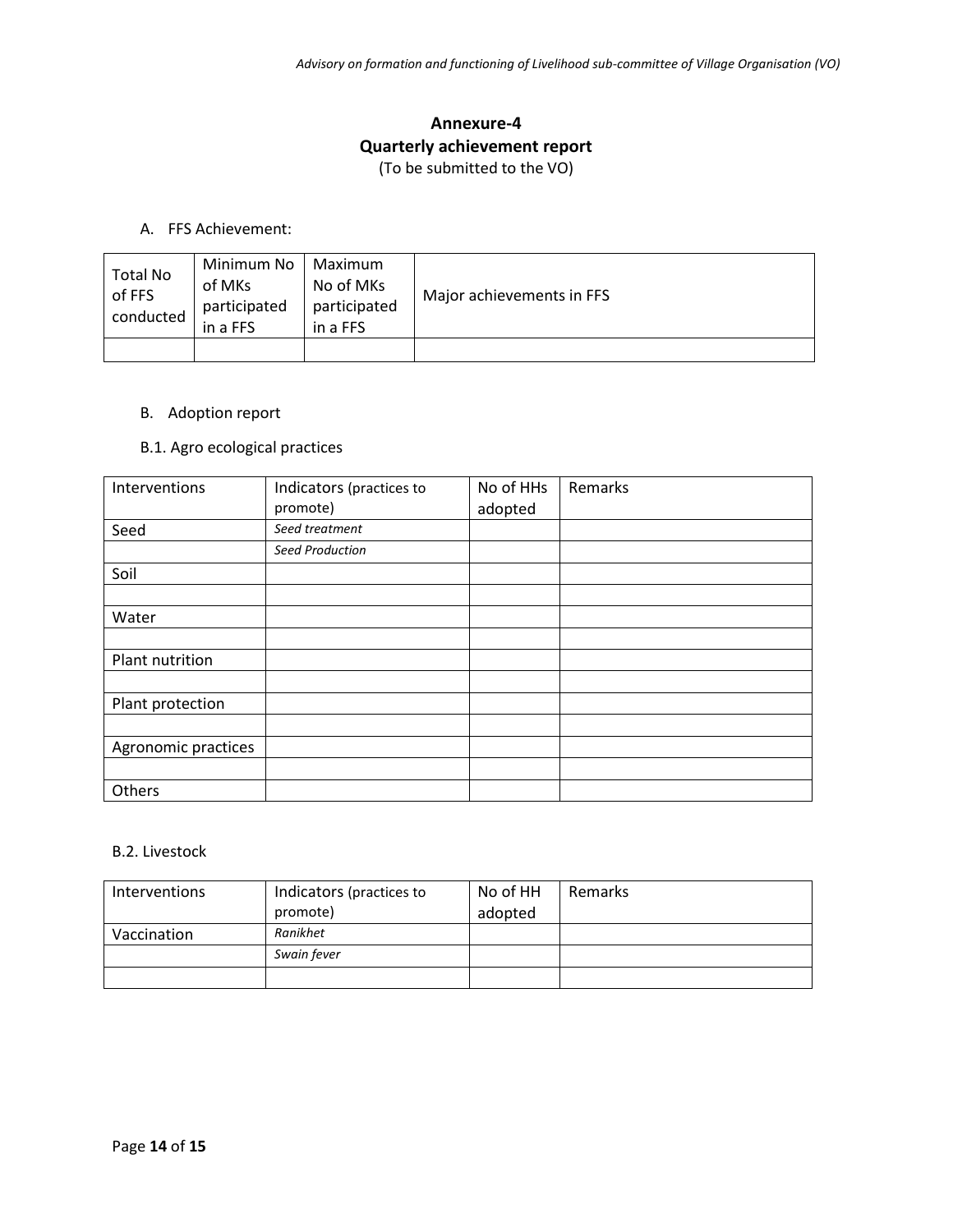**Annexure-4**
**Quarterly achievement report**
(To be submitted to the VO)

A. FFS Achievement:

| Total No of FFS conducted | Minimum No of MKs participated in a FFS | Maximum No of MKs participated in a FFS | Major achievements in FFS |
|---|---|---|---|
| | | | |

B. Adoption report

B.1. Agro ecological practices

| Interventions | Indicators (practices to promote) | No of HHs adopted | Remarks |
|---|---|---|---|
| Seed | *Seed treatment* | | |
| | *Seed Production* | | |
| Soil | | | |
| | | | |
| Water | | | |
| | | | |
| Plant nutrition | | | |
| | | | |
| Plant protection | | | |
| | | | |
| Agronomic practices | | | |
| | | | |
| Others | | | |

B.2. Livestock

| Interventions | Indicators (practices to promote) | No of HH adopted | Remarks |
|---|---|---|---|
| Vaccination | *Ranikhet* | | |
| | *Swain fever* | | |
| | | | |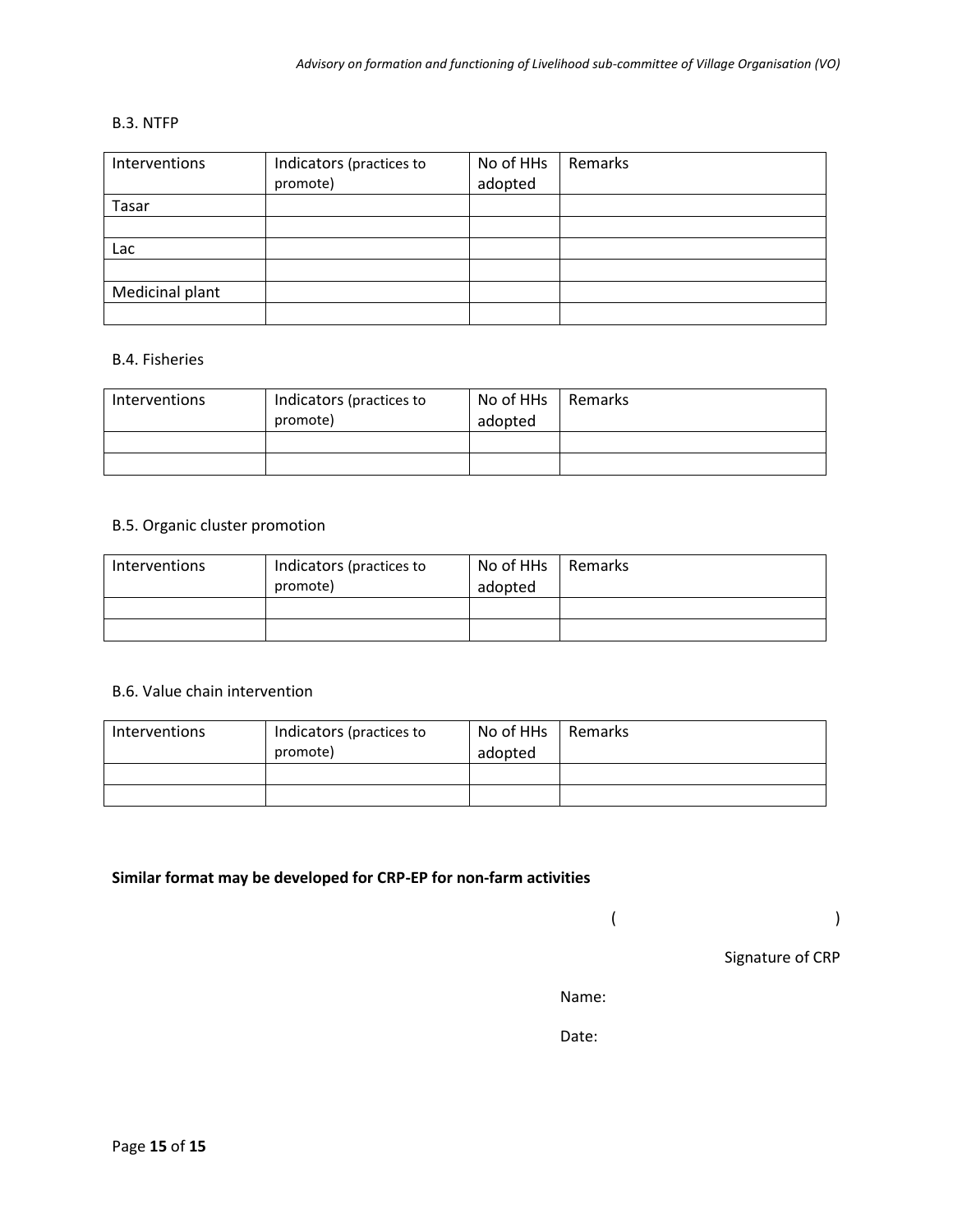B.3. NTFP

| Interventions | Indicators (practices to promote) | No of HHs adopted | Remarks |
|---|---|---|---|
| Tasar | | | |
| | | | |
| Lac | | | |
| | | | |
| Medicinal plant | | | |
| | | | |

B.4. Fisheries

| Interventions | Indicators (practices to promote) | No of HHs adopted | Remarks |
|---|---|---|---|
| | | | |
| | | | |

B.5. Organic cluster promotion

| Interventions | Indicators (practices to promote) | No of HHs adopted | Remarks |
|---|---|---|---|
| | | | |
| | | | |

B.6. Value chain intervention

| Interventions | Indicators (practices to promote) | No of HHs adopted | Remarks |
|---|---|---|---|
| | | | |
| | | | |

**Similar format may be developed for CRP-EP for non-farm activities**

( )

Signature of CRP

Name:

Date: